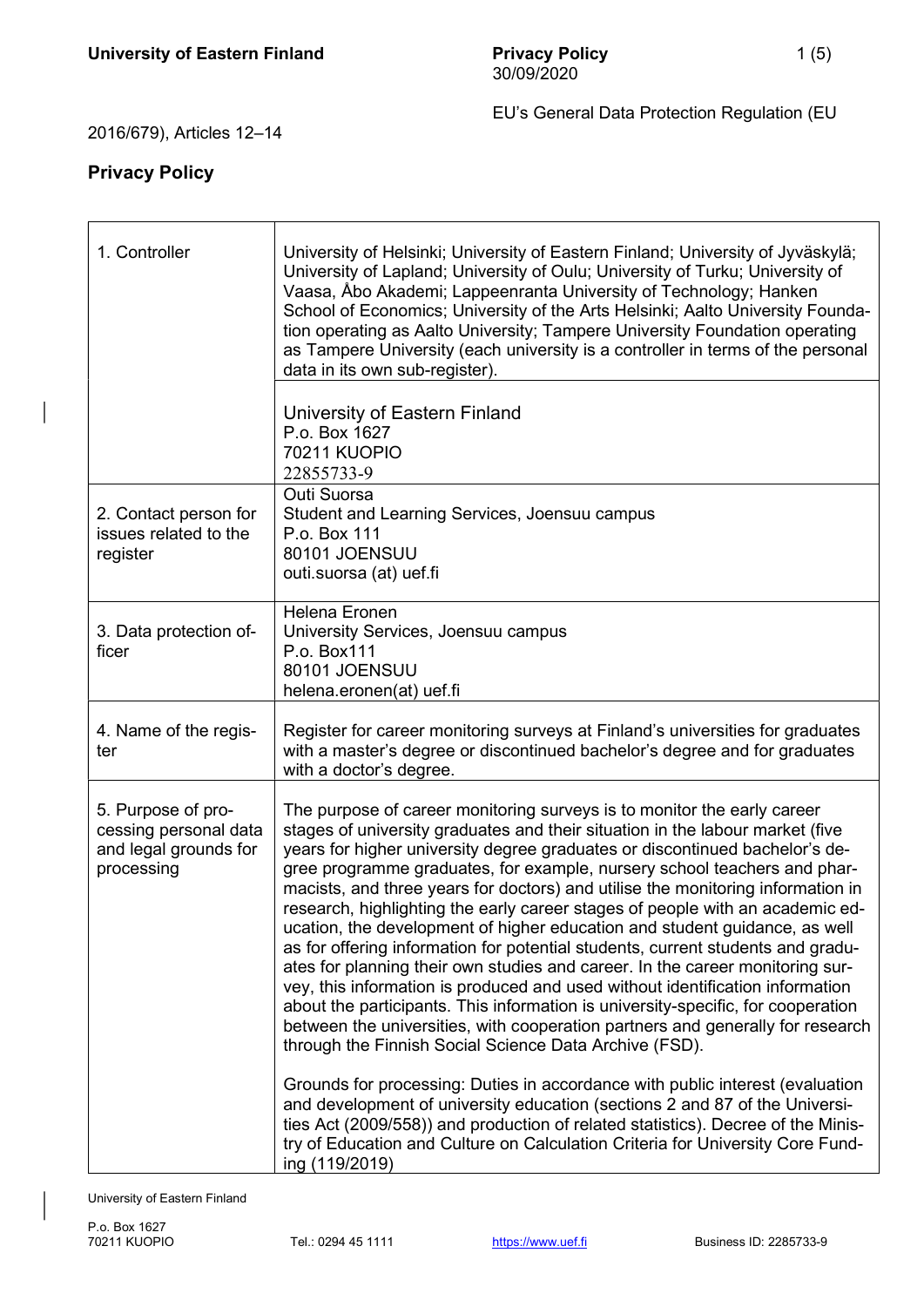EU's General Data Protection Regulation (EU 2016/679), Articles 12–14

## Privacy Policy

| | |
|---|---|
| 1. Controller | University of Helsinki; University of Eastern Finland; University of Jyväskylä; University of Lapland; University of Oulu; University of Turku; University of Vaasa, Åbo Akademi; Lappeenranta University of Technology; Hanken School of Economics; University of the Arts Helsinki; Aalto University Foundation operating as Aalto University; Tampere University Foundation operating as Tampere University (each university is a controller in terms of the personal data in its own sub-register).<br><br>University of Eastern Finland<br>P.o. Box 1627<br>70211 KUOPIO<br>22855733-9 |
| 2. Contact person for issues related to the register | Outi Suorsa<br>Student and Learning Services, Joensuu campus<br>P.o. Box 111<br>80101 JOENSUU<br>outi.suorsa (at) uef.fi |
| 3. Data protection officer | Helena Eronen<br>University Services, Joensuu campus<br>P.o. Box111<br>80101 JOENSUU<br>helena.eronen(at) uef.fi |
| 4. Name of the register | Register for career monitoring surveys at Finland's universities for graduates with a master's degree or discontinued bachelor's degree and for graduates with a doctor's degree. |
| 5. Purpose of processing personal data and legal grounds for processing | The purpose of career monitoring surveys is to monitor the early career stages of university graduates and their situation in the labour market (five years for higher university degree graduates or discontinued bachelor's degree programme graduates, for example, nursery school teachers and pharmacists, and three years for doctors) and utilise the monitoring information in research, highlighting the early career stages of people with an academic education, the development of higher education and student guidance, as well as for offering information for potential students, current students and graduates for planning their own studies and career. In the career monitoring survey, this information is produced and used without identification information about the participants. This information is university-specific, for cooperation between the universities, with cooperation partners and generally for research through the Finnish Social Science Data Archive (FSD).<br><br>Grounds for processing: Duties in accordance with public interest (evaluation and development of university education (sections 2 and 87 of the Universities Act (2009/558)) and production of related statistics). Decree of the Ministry of Education and Culture on Calculation Criteria for University Core Funding (119/2019) |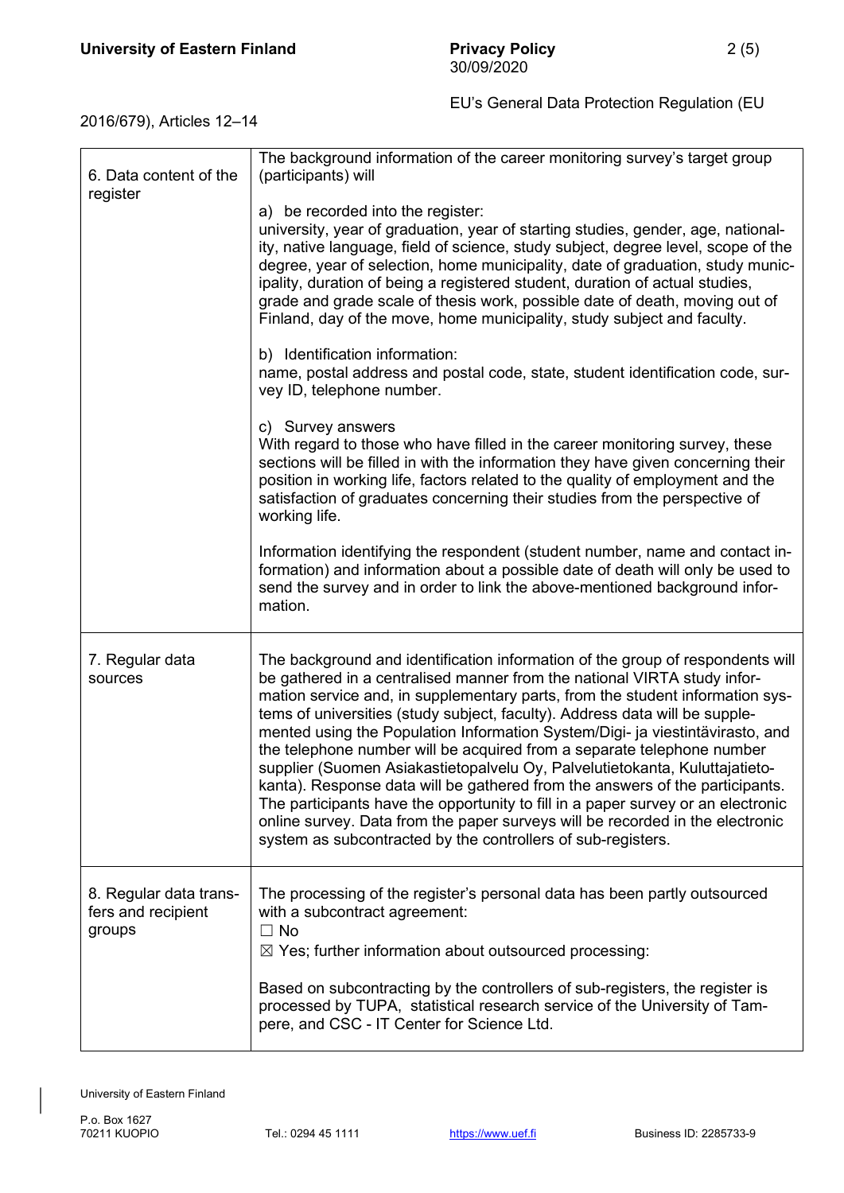EU's General Data Protection Regulation (EU 2016/679), Articles 12–14

| | |
|---|---|
| 6. Data content of the register | The background information of the career monitoring survey's target group (participants) will<br><br>a) be recorded into the register:<br>university, year of graduation, year of starting studies, gender, age, nationality, native language, field of science, study subject, degree level, scope of the degree, year of selection, home municipality, date of graduation, study municipality, duration of being a registered student, duration of actual studies, grade and grade scale of thesis work, possible date of death, moving out of Finland, day of the move, home municipality, study subject and faculty.<br><br>b) Identification information:<br>name, postal address and postal code, state, student identification code, survey ID, telephone number.<br><br>c) Survey answers<br>With regard to those who have filled in the career monitoring survey, these sections will be filled in with the information they have given concerning their position in working life, factors related to the quality of employment and the satisfaction of graduates concerning their studies from the perspective of working life.<br><br>Information identifying the respondent (student number, name and contact information) and information about a possible date of death will only be used to send the survey and in order to link the above-mentioned background information. |
| 7. Regular data sources | The background and identification information of the group of respondents will be gathered in a centralised manner from the national VIRTA study information service and, in supplementary parts, from the student information systems of universities (study subject, faculty). Address data will be supplemented using the Population Information System/Digi- ja viestintävirasto, and the telephone number will be acquired from a separate telephone number supplier (Suomen Asiakastietopalvelu Oy, Palvelutietokanta, Kuluttajatietokanta). Response data will be gathered from the answers of the participants. The participants have the opportunity to fill in a paper survey or an electronic online survey. Data from the paper surveys will be recorded in the electronic system as subcontracted by the controllers of sub-registers. |
| 8. Regular data transfers and recipient groups | The processing of the register's personal data has been partly outsourced with a subcontract agreement:<br>☐ No<br>☒ Yes; further information about outsourced processing:<br><br>Based on subcontracting by the controllers of sub-registers, the register is processed by TUPA, statistical research service of the University of Tampere, and CSC - IT Center for Science Ltd. |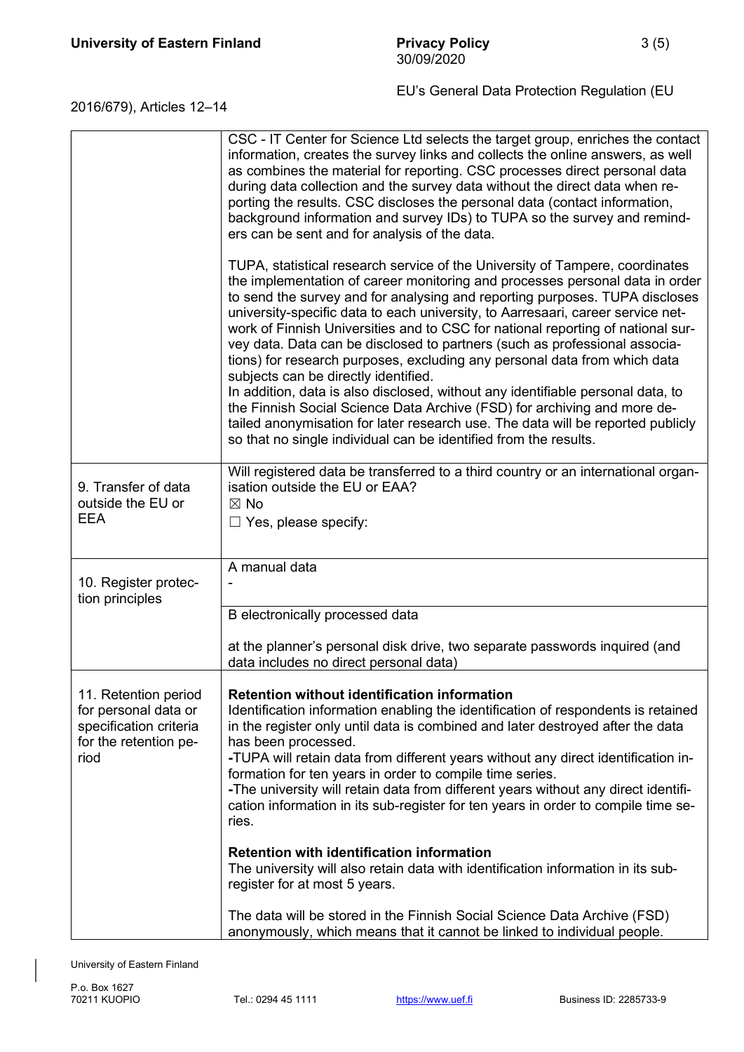| | |
|---|---|
| | CSC - IT Center for Science Ltd selects the target group, enriches the contact information, creates the survey links and collects the online answers, as well as combines the material for reporting. CSC processes direct personal data during data collection and the survey data without the direct data when reporting the results. CSC discloses the personal data (contact information, background information and survey IDs) to TUPA so the survey and reminders can be sent and for analysis of the data.<br><br>TUPA, statistical research service of the University of Tampere, coordinates the implementation of career monitoring and processes personal data in order to send the survey and for analysing and reporting purposes. TUPA discloses university-specific data to each university, to Aarresaari, career service network of Finnish Universities and to CSC for national reporting of national survey data. Data can be disclosed to partners (such as professional associations) for research purposes, excluding any personal data from which data subjects can be directly identified.<br>In addition, data is also disclosed, without any identifiable personal data, to the Finnish Social Science Data Archive (FSD) for archiving and more detailed anonymisation for later research use. The data will be reported publicly so that no single individual can be identified from the results. |
| 9. Transfer of data outside the EU or EEA | Will registered data be transferred to a third country or an international organisation outside the EU or EAA?<br>☒ No<br>☐ Yes, please specify: |
| 10. Register protection principles | A manual data<br>- |
| | B electronically processed data<br><br>at the planner's personal disk drive, two separate passwords inquired (and data includes no direct personal data) |
| 11. Retention period for personal data or specification criteria for the retention period | **Retention without identification information**<br>Identification information enabling the identification of respondents is retained in the register only until data is combined and later destroyed after the data has been processed.<br>**-**TUPA will retain data from different years without any direct identification information for ten years in order to compile time series.<br>**-**The university will retain data from different years without any direct identification information in its sub-register for ten years in order to compile time series.<br><br>**Retention with identification information**<br>The university will also retain data with identification information in its sub-register for at most 5 years.<br><br>The data will be stored in the Finnish Social Science Data Archive (FSD) anonymously, which means that it cannot be linked to individual people. |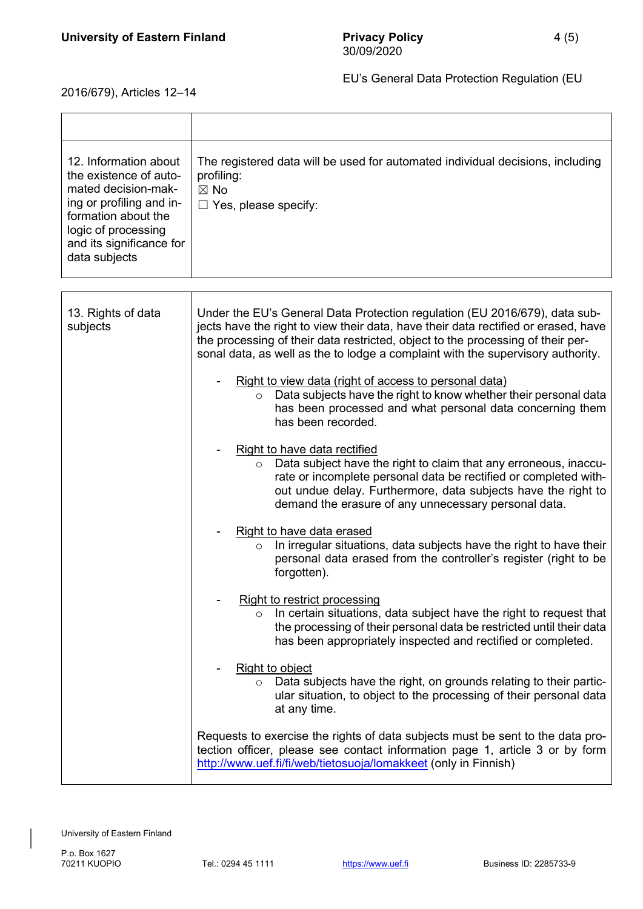| | |
|---|---|
| 12. Information about the existence of automated decision-making or profiling and information about the logic of processing and its significance for data subjects | The registered data will be used for automated individual decisions, including profiling:<br>☒ No<br>☐ Yes, please specify: |

| | |
|---|---|
| 13. Rights of data subjects | Under the EU's General Data Protection regulation (EU 2016/679), data subjects have the right to view their data, have their data rectified or erased, have the processing of their data restricted, object to the processing of their personal data, as well as the to lodge a complaint with the supervisory authority.<br><br>- Right to view data (right of access to personal data)<br>&nbsp;&nbsp;&nbsp;&nbsp;○ Data subjects have the right to know whether their personal data has been processed and what personal data concerning them has been recorded.<br><br>- Right to have data rectified<br>&nbsp;&nbsp;&nbsp;&nbsp;○ Data subject have the right to claim that any erroneous, inaccurate or incomplete personal data be rectified or completed without undue delay. Furthermore, data subjects have the right to demand the erasure of any unnecessary personal data.<br><br>- Right to have data erased<br>&nbsp;&nbsp;&nbsp;&nbsp;○ In irregular situations, data subjects have the right to have their personal data erased from the controller's register (right to be forgotten).<br><br>- Right to restrict processing<br>&nbsp;&nbsp;&nbsp;&nbsp;○ In certain situations, data subject have the right to request that the processing of their personal data be restricted until their data has been appropriately inspected and rectified or completed.<br><br>- Right to object<br>&nbsp;&nbsp;&nbsp;&nbsp;○ Data subjects have the right, on grounds relating to their particular situation, to object to the processing of their personal data at any time.<br><br>Requests to exercise the rights of data subjects must be sent to the data protection officer, please see contact information page 1, article 3 or by form http://www.uef.fi/fi/web/tietosuoja/lomakkeet (only in Finnish) |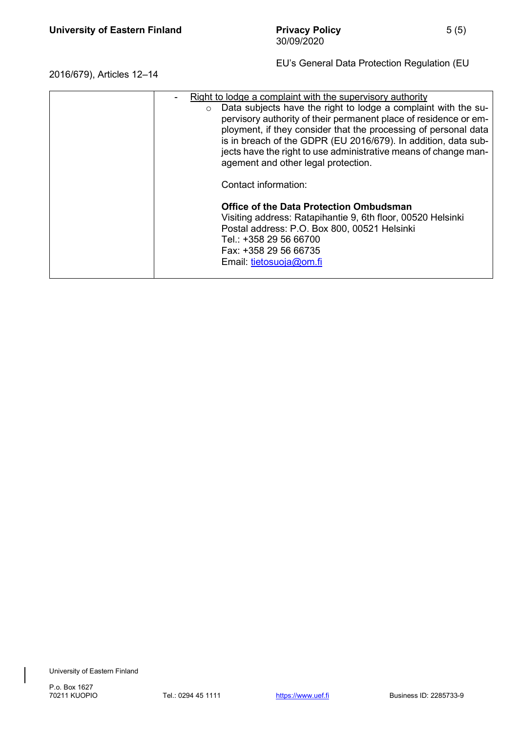| | |
|---|---|
| | - Right to lodge a complaint with the supervisory authority<br>  - Data subjects have the right to lodge a complaint with the supervisory authority of their permanent place of residence or employment, if they consider that the processing of personal data is in breach of the GDPR (EU 2016/679). In addition, data subjects have the right to use administrative means of change management and other legal protection.<br><br>Contact information:<br><br>**Office of the Data Protection Ombudsman**<br>Visiting address: Ratapihantie 9, 6th floor, 00520 Helsinki<br>Postal address: P.O. Box 800, 00521 Helsinki<br>Tel.: +358 29 56 66700<br>Fax: +358 29 56 66735<br>Email: tietosuoja@om.fi |